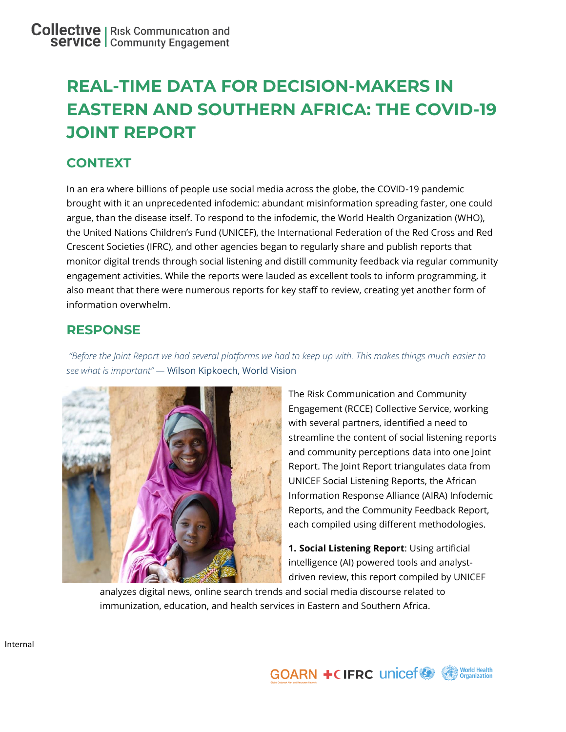Collective service | Risk Communication and Community Engagement

# REAL-TIME DATA FOR DECISION-MAKERS IN EASTERN AND SOUTHERN AFRICA: THE COVID-19 JOINT REPORT

## CONTEXT

In an era where billions of people use social media across the globe, the COVID-19 pandemic brought with it an unprecedented infodemic: abundant misinformation spreading faster, one could argue, than the disease itself. To respond to the infodemic, the World Health Organization (WHO), the United Nations Children's Fund (UNICEF), the International Federation of the Red Cross and Red Crescent Societies (IFRC), and other agencies began to regularly share and publish reports that monitor digital trends through social listening and distill community feedback via regular community engagement activities. While the reports were lauded as excellent tools to inform programming, it also meant that there were numerous reports for key staff to review, creating yet another form of information overwhelm.

## RESPONSE

*"Before the Joint Report we had several platforms we had to keep up with. This makes things much easier to see what is important"* — Wilson Kipkoech, World Vision

The Risk Communication and Community Engagement (RCCE) Collective Service, working with several partners, identified a need to streamline the content of social listening reports and community perceptions data into one Joint Report. The Joint Report triangulates data from UNICEF Social Listening Reports, the African Information Response Alliance (AIRA) Infodemic Reports, and the Community Feedback Report, each compiled using different methodologies.

**1. Social Listening Report**: Using artificial intelligence (AI) powered tools and analyst-driven review, this report compiled by UNICEF analyzes digital news, online search trends and social media discourse related to immunization, education, and health services in Eastern and Southern Africa.

Internal

GOARN IFRC unicef World Health Organization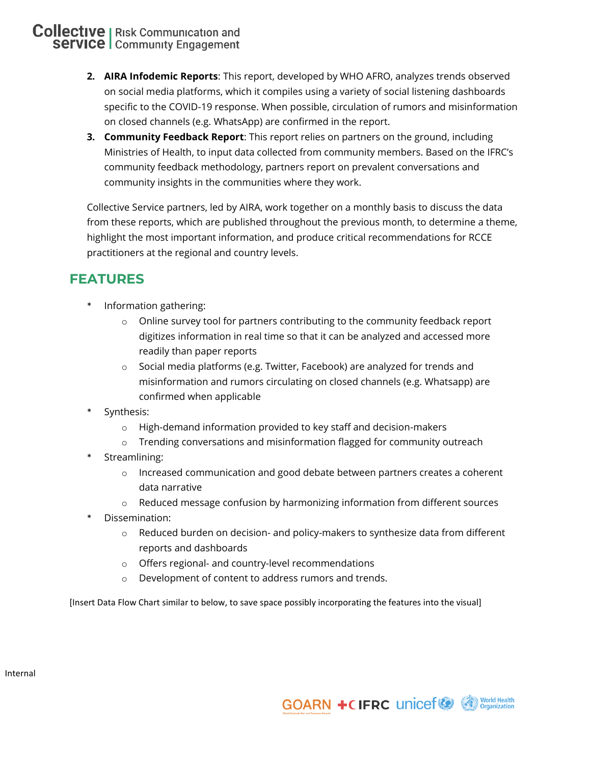2. **AIRA Infodemic Reports**: This report, developed by WHO AFRO, analyzes trends observed on social media platforms, which it compiles using a variety of social listening dashboards specific to the COVID-19 response. When possible, circulation of rumors and misinformation on closed channels (e.g. WhatsApp) are confirmed in the report.
3. **Community Feedback Report**: This report relies on partners on the ground, including Ministries of Health, to input data collected from community members. Based on the IFRC's community feedback methodology, partners report on prevalent conversations and community insights in the communities where they work.

Collective Service partners, led by AIRA, work together on a monthly basis to discuss the data from these reports, which are published throughout the previous month, to determine a theme, highlight the most important information, and produce critical recommendations for RCCE practitioners at the regional and country levels.

## FEATURES

- Information gathering:
  - Online survey tool for partners contributing to the community feedback report digitizes information in real time so that it can be analyzed and accessed more readily than paper reports
  - Social media platforms (e.g. Twitter, Facebook) are analyzed for trends and misinformation and rumors circulating on closed channels (e.g. Whatsapp) are confirmed when applicable
- Synthesis:
  - High-demand information provided to key staff and decision-makers
  - Trending conversations and misinformation flagged for community outreach
- Streamlining:
  - Increased communication and good debate between partners creates a coherent data narrative
  - Reduced message confusion by harmonizing information from different sources
- Dissemination:
  - Reduced burden on decision- and policy-makers to synthesize data from different reports and dashboards
  - Offers regional- and country-level recommendations
  - Development of content to address rumors and trends.

[Insert Data Flow Chart similar to below, to save space possibly incorporating the features into the visual]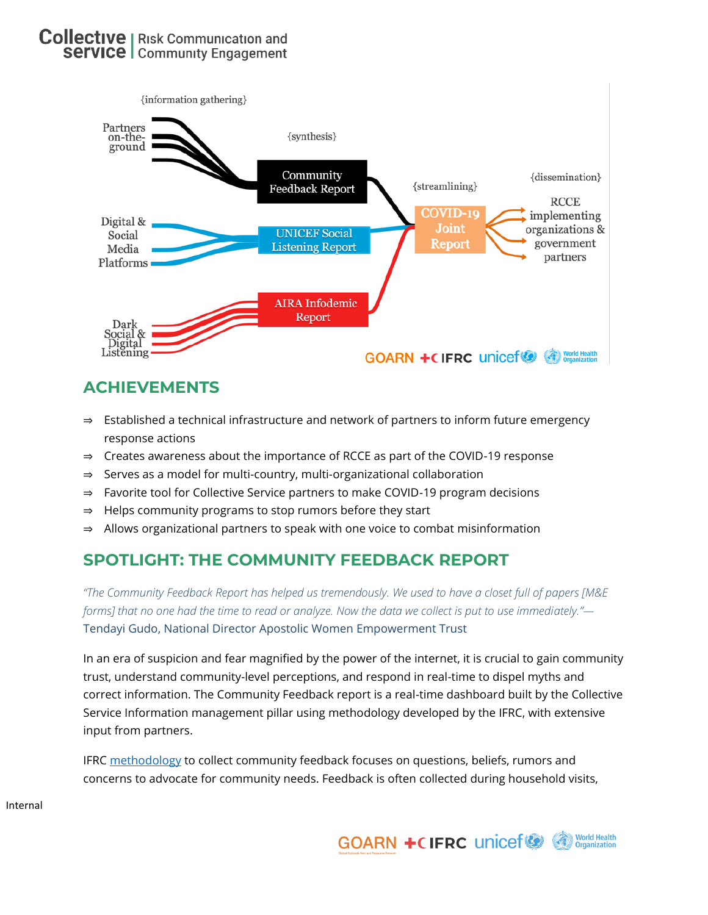{information gathering}

{synthesis}

{streamlining}

{dissemination}

Partners on-the-ground

Community Feedback Report

Digital & Social Media Platforms

UNICEF Social Listening Report

COVID-19 Joint Report

RCCE implementing organizations & government partners

Dark Social & Digital Listening

AIRA Infodemic Report

## ACHIEVEMENTS

⇒ Established a technical infrastructure and network of partners to inform future emergency response actions

⇒ Creates awareness about the importance of RCCE as part of the COVID-19 response

⇒ Serves as a model for multi-country, multi-organizational collaboration

⇒ Favorite tool for Collective Service partners to make COVID-19 program decisions

⇒ Helps community programs to stop rumors before they start

⇒ Allows organizational partners to speak with one voice to combat misinformation

## SPOTLIGHT: THE COMMUNITY FEEDBACK REPORT

*"The Community Feedback Report has helped us tremendously. We used to have a closet full of papers [M&E forms] that no one had the time to read or analyze. Now the data we collect is put to use immediately."—*
Tendayi Gudo, National Director Apostolic Women Empowerment Trust

In an era of suspicion and fear magnified by the power of the internet, it is crucial to gain community trust, understand community-level perceptions, and respond in real-time to dispel myths and correct information. The Community Feedback report is a real-time dashboard built by the Collective Service Information management pillar using methodology developed by the IFRC, with extensive input from partners.

IFRC methodology to collect community feedback focuses on questions, beliefs, rumors and concerns to advocate for community needs. Feedback is often collected during household visits,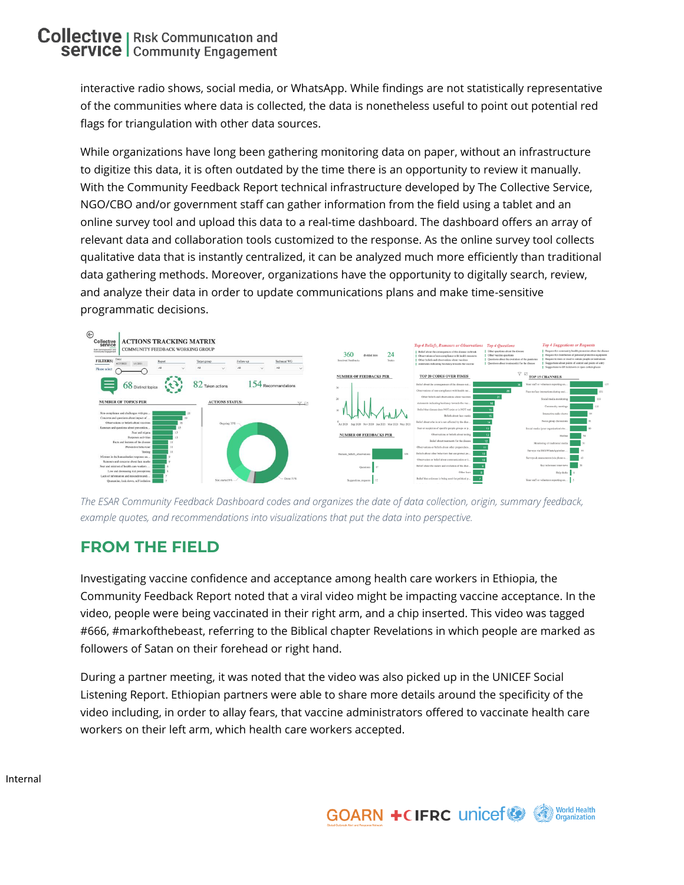interactive radio shows, social media, or WhatsApp. While findings are not statistically representative of the communities where data is collected, the data is nonetheless useful to point out potential red flags for triangulation with other data sources.

While organizations have long been gathering monitoring data on paper, without an infrastructure to digitize this data, it is often outdated by the time there is an opportunity to review it manually. With the Community Feedback Report technical infrastructure developed by The Collective Service, NGO/CBO and/or government staff can gather information from the field using a tablet and an online survey tool and upload this data to a real-time dashboard. The dashboard offers an array of relevant data and collaboration tools customized to the response. As the online survey tool collects qualitative data that is instantly centralized, it can be analyzed much more efficiently than traditional data gathering methods. Moreover, organizations have the opportunity to digitally search, review, and analyze their data in order to update communications plans and make time-sensitive programmatic decisions.

*The ESAR Community Feedback Dashboard codes and organizes the date of data collection, origin, summary feedback, example quotes, and recommendations into visualizations that put the data into perspective.*

## FROM THE FIELD

Investigating vaccine confidence and acceptance among health care workers in Ethiopia, the Community Feedback Report noted that a viral video might be impacting vaccine acceptance. In the video, people were being vaccinated in their right arm, and a chip inserted. This video was tagged #666, #markofthebeast, referring to the Biblical chapter Revelations in which people are marked as followers of Satan on their forehead or right hand.

During a partner meeting, it was noted that the video was also picked up in the UNICEF Social Listening Report. Ethiopian partners were able to share more details around the specificity of the video including, in order to allay fears, that vaccine administrators offered to vaccinate health care workers on their left arm, which health care workers accepted.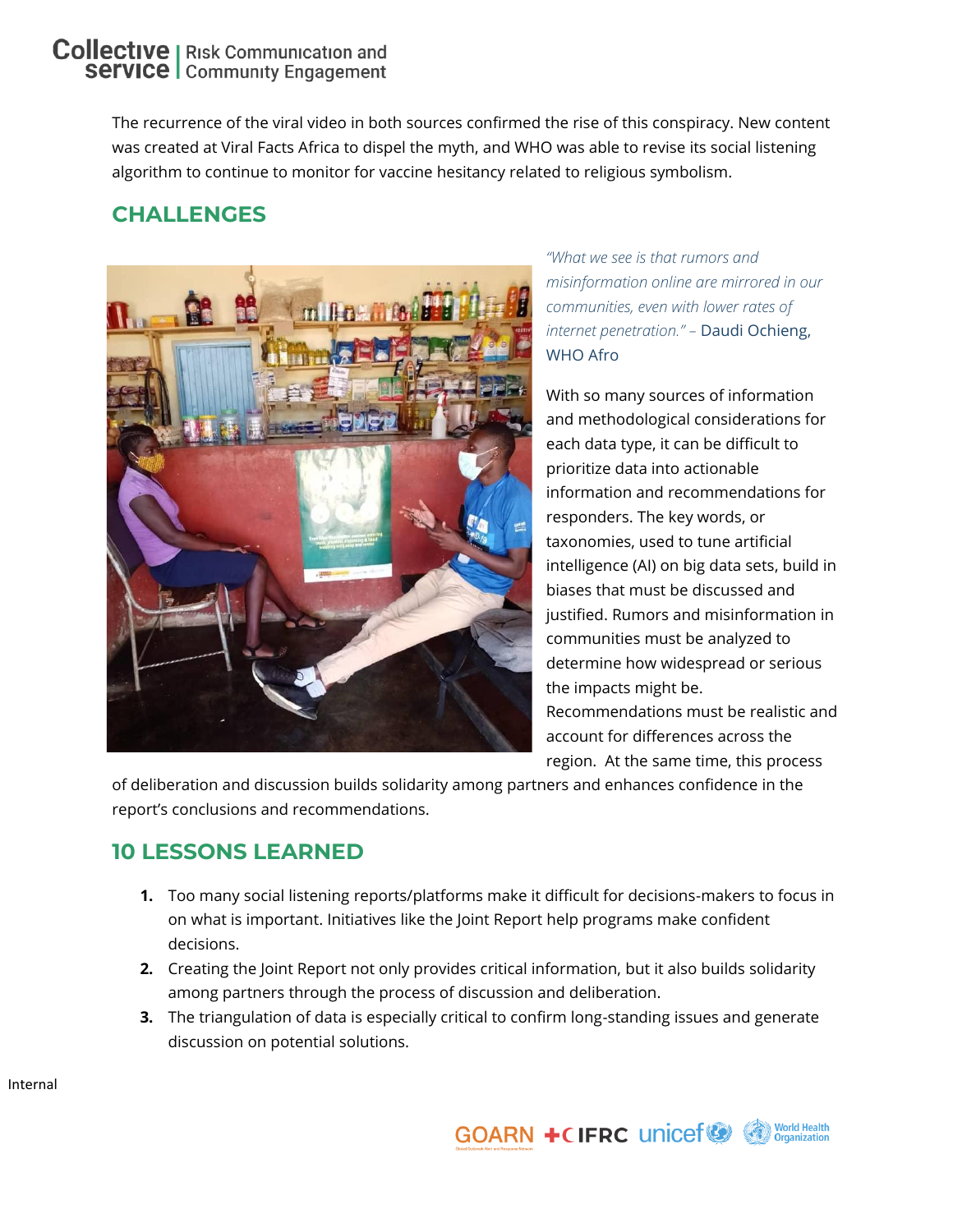The recurrence of the viral video in both sources confirmed the rise of this conspiracy. New content was created at Viral Facts Africa to dispel the myth, and WHO was able to revise its social listening algorithm to continue to monitor for vaccine hesitancy related to religious symbolism.

## CHALLENGES

*"What we see is that rumors and misinformation online are mirrored in our communities, even with lower rates of internet penetration."* – Daudi Ochieng, WHO Afro

With so many sources of information and methodological considerations for each data type, it can be difficult to prioritize data into actionable information and recommendations for responders. The key words, or taxonomies, used to tune artificial intelligence (AI) on big data sets, build in biases that must be discussed and justified. Rumors and misinformation in communities must be analyzed to determine how widespread or serious the impacts might be. Recommendations must be realistic and account for differences across the region. At the same time, this process of deliberation and discussion builds solidarity among partners and enhances confidence in the report's conclusions and recommendations.

## 10 LESSONS LEARNED

1. Too many social listening reports/platforms make it difficult for decisions-makers to focus in on what is important. Initiatives like the Joint Report help programs make confident decisions.
2. Creating the Joint Report not only provides critical information, but it also builds solidarity among partners through the process of discussion and deliberation.
3. The triangulation of data is especially critical to confirm long-standing issues and generate discussion on potential solutions.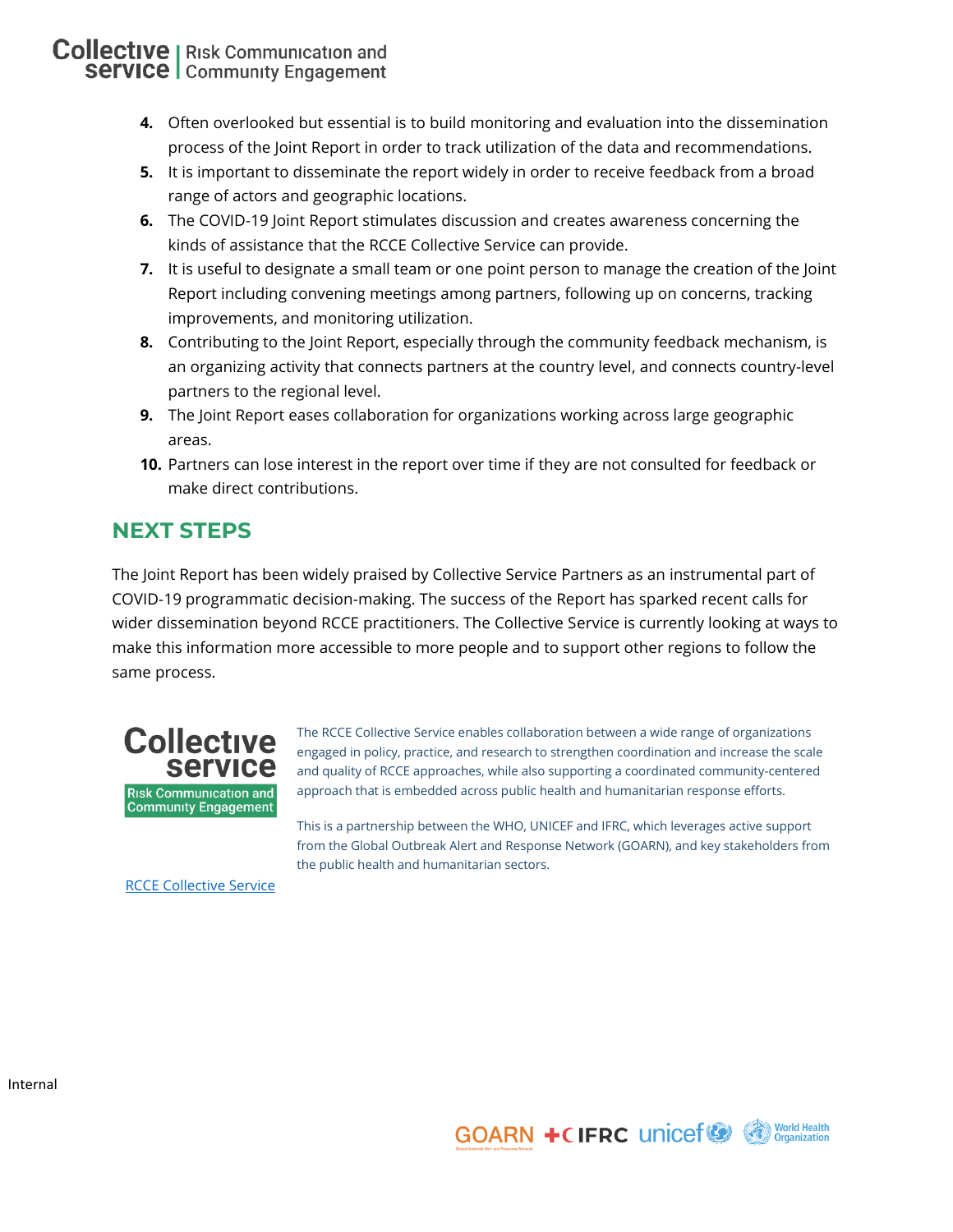4. Often overlooked but essential is to build monitoring and evaluation into the dissemination process of the Joint Report in order to track utilization of the data and recommendations.
5. It is important to disseminate the report widely in order to receive feedback from a broad range of actors and geographic locations.
6. The COVID-19 Joint Report stimulates discussion and creates awareness concerning the kinds of assistance that the RCCE Collective Service can provide.
7. It is useful to designate a small team or one point person to manage the creation of the Joint Report including convening meetings among partners, following up on concerns, tracking improvements, and monitoring utilization.
8. Contributing to the Joint Report, especially through the community feedback mechanism, is an organizing activity that connects partners at the country level, and connects country-level partners to the regional level.
9. The Joint Report eases collaboration for organizations working across large geographic areas.
10. Partners can lose interest in the report over time if they are not consulted for feedback or make direct contributions.

## NEXT STEPS

The Joint Report has been widely praised by Collective Service Partners as an instrumental part of COVID-19 programmatic decision-making. The success of the Report has sparked recent calls for wider dissemination beyond RCCE practitioners. The Collective Service is currently looking at ways to make this information more accessible to more people and to support other regions to follow the same process.

Collective service
Risk Communication and Community Engagement

The RCCE Collective Service enables collaboration between a wide range of organizations engaged in policy, practice, and research to strengthen coordination and increase the scale and quality of RCCE approaches, while also supporting a coordinated community-centered approach that is embedded across public health and humanitarian response efforts.

This is a partnership between the WHO, UNICEF and IFRC, which leverages active support from the Global Outbreak Alert and Response Network (GOARN), and key stakeholders from the public health and humanitarian sectors.

RCCE Collective Service

Internal